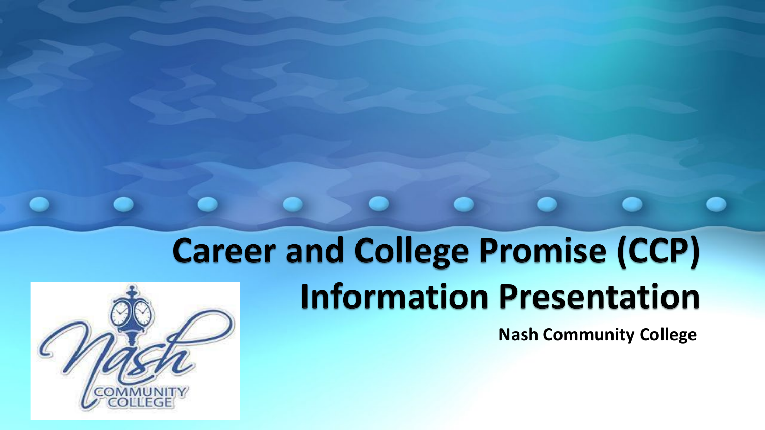# Career and College Promise (CCP) Information Presentation

**Nash Community College**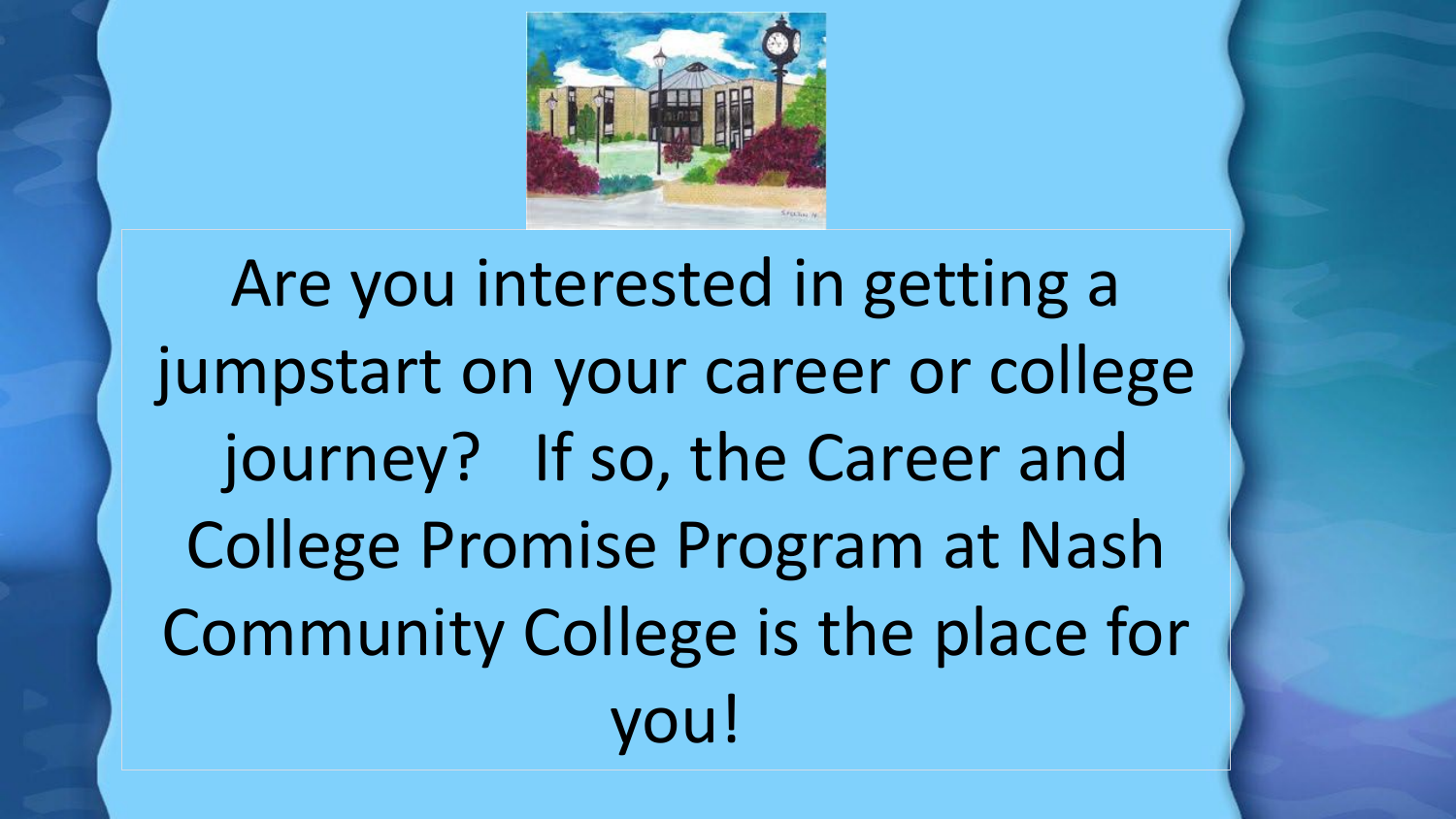Are you interested in getting a jumpstart on your career or college journey? If so, the Career and College Promise Program at Nash Community College is the place for you!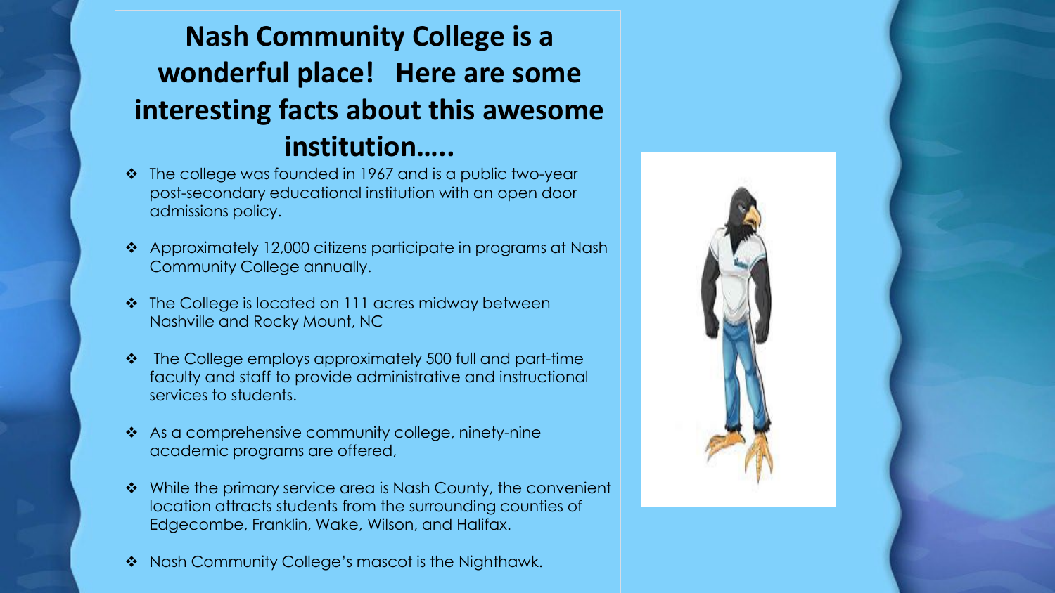# Nash Community College is a wonderful place! Here are some interesting facts about this awesome institution…..

- The college was founded in 1967 and is a public two-year post-secondary educational institution with an open door admissions policy.
- Approximately 12,000 citizens participate in programs at Nash Community College annually.
- The College is located on 111 acres midway between Nashville and Rocky Mount, NC
- The College employs approximately 500 full and part-time faculty and staff to provide administrative and instructional services to students.
- As a comprehensive community college, ninety-nine academic programs are offered,
- While the primary service area is Nash County, the convenient location attracts students from the surrounding counties of Edgecombe, Franklin, Wake, Wilson, and Halifax.
- Nash Community College's mascot is the Nighthawk.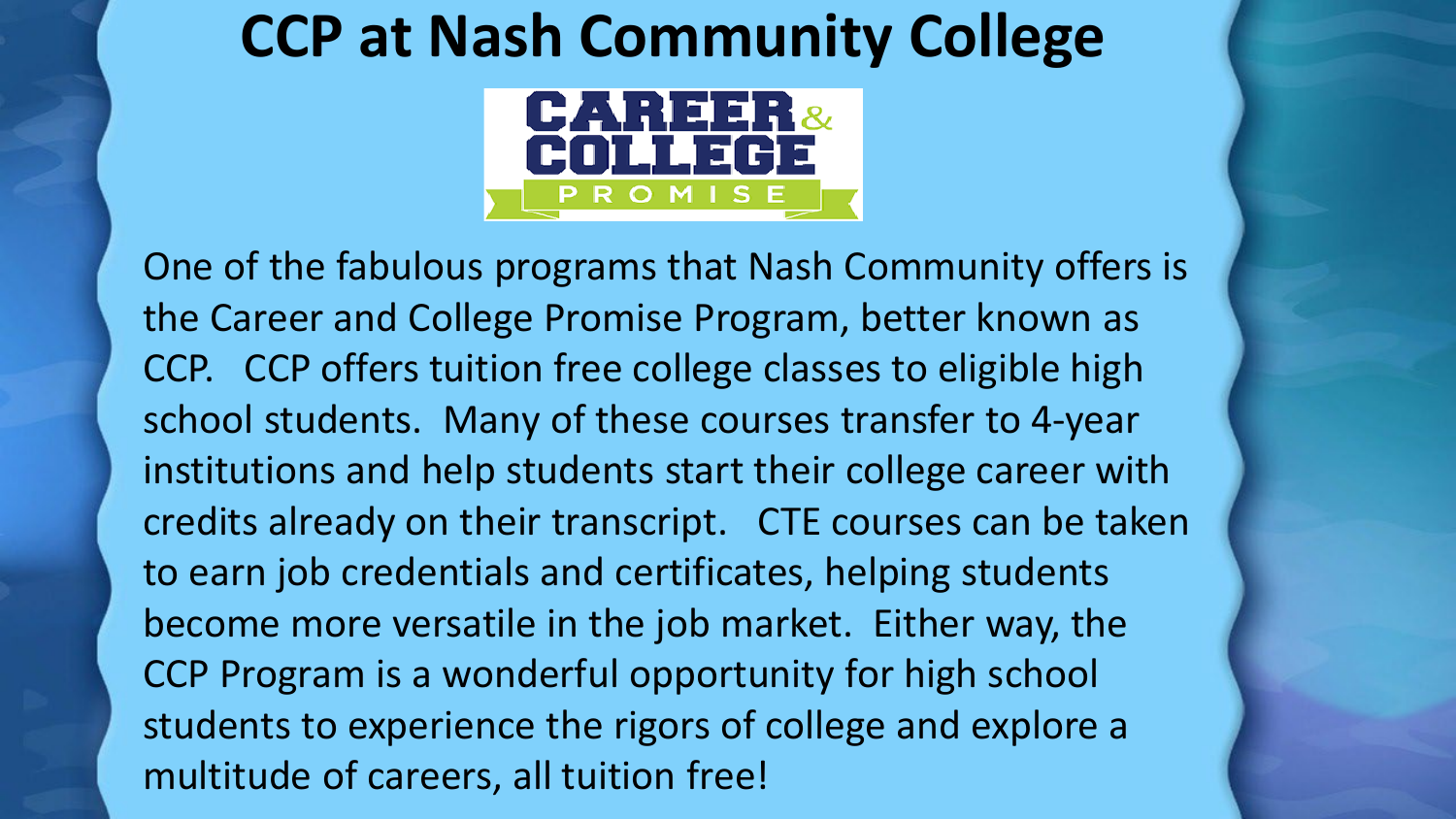# CCP at Nash Community College

CAREER & COLLEGE PROMISE

One of the fabulous programs that Nash Community offers is the Career and College Promise Program, better known as CCP. CCP offers tuition free college classes to eligible high school students. Many of these courses transfer to 4-year institutions and help students start their college career with credits already on their transcript. CTE courses can be taken to earn job credentials and certificates, helping students become more versatile in the job market. Either way, the CCP Program is a wonderful opportunity for high school students to experience the rigors of college and explore a multitude of careers, all tuition free!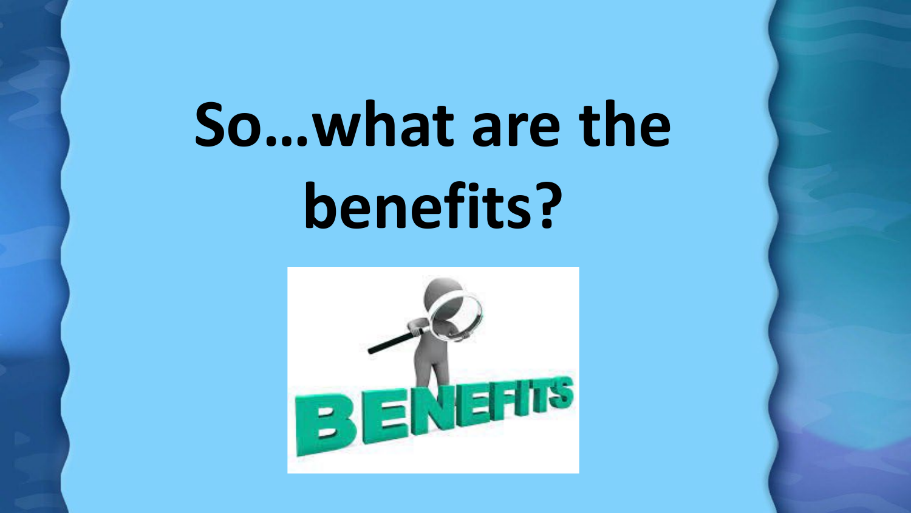# So…what are the benefits?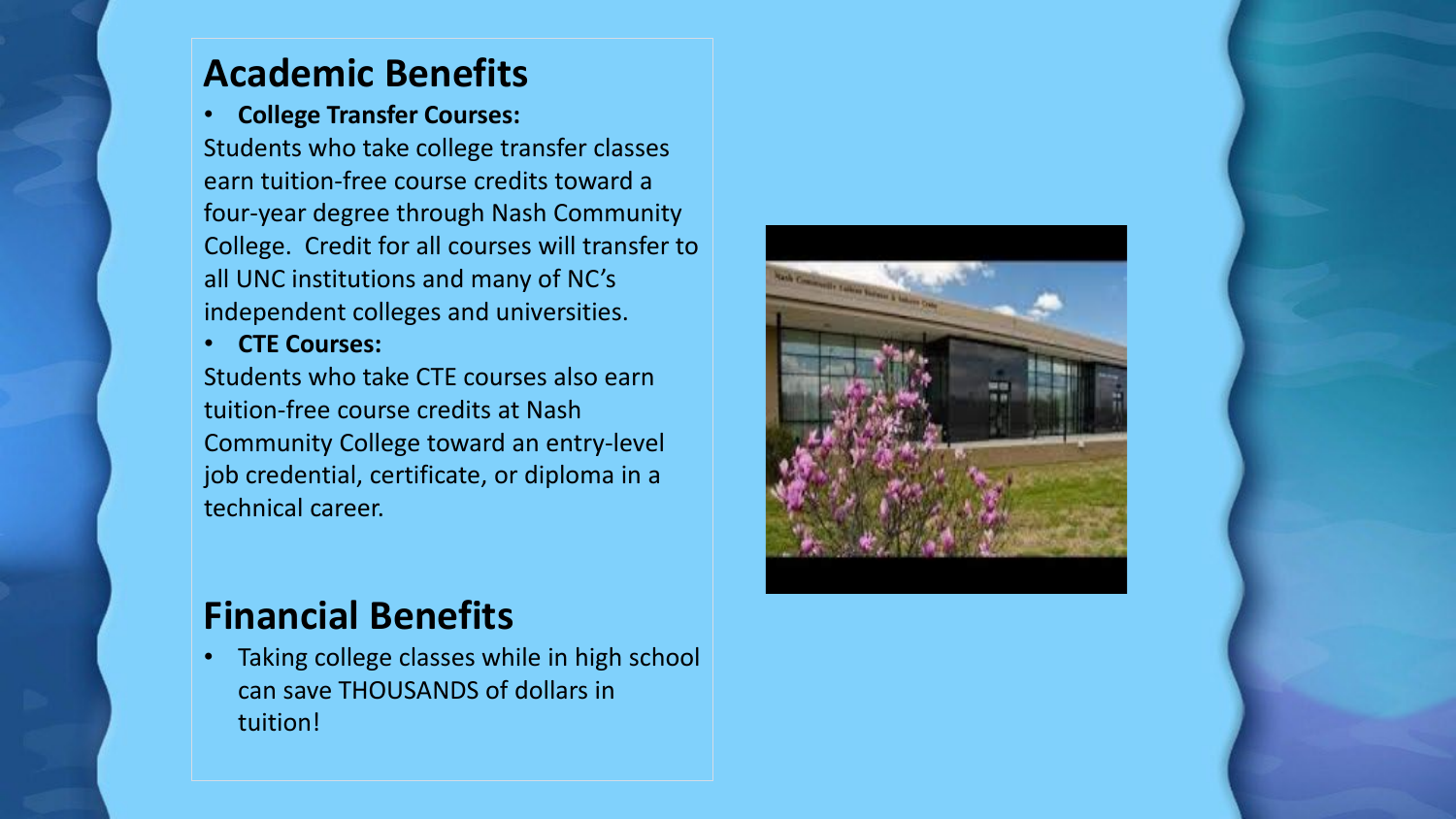## Academic Benefits

- **College Transfer Courses:**

Students who take college transfer classes earn tuition-free course credits toward a four-year degree through Nash Community College. Credit for all courses will transfer to all UNC institutions and many of NC's independent colleges and universities.

- **CTE Courses:**

Students who take CTE courses also earn tuition-free course credits at Nash Community College toward an entry-level job credential, certificate, or diploma in a technical career.

## Financial Benefits

- Taking college classes while in high school can save THOUSANDS of dollars in tuition!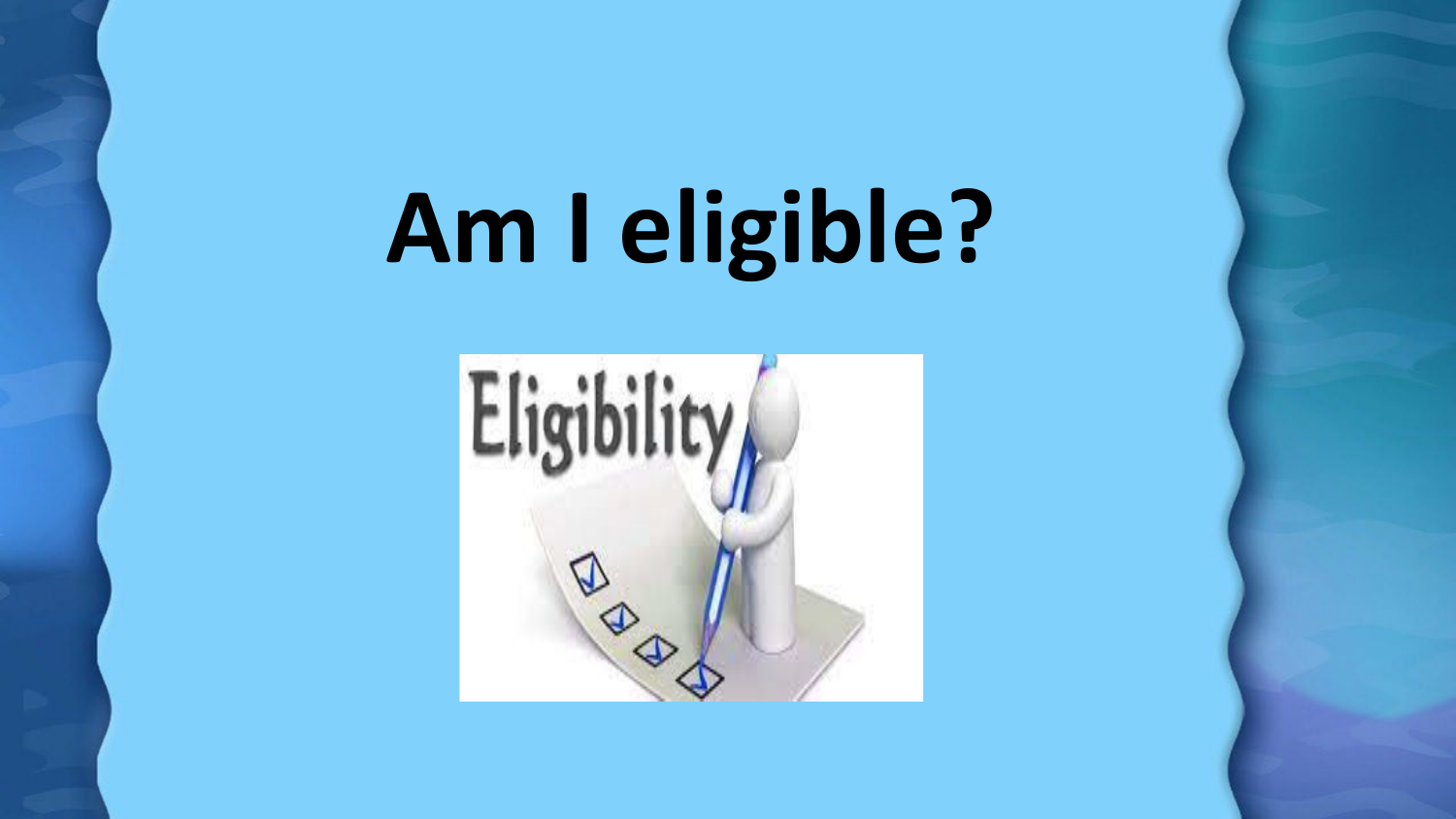# Am I eligible?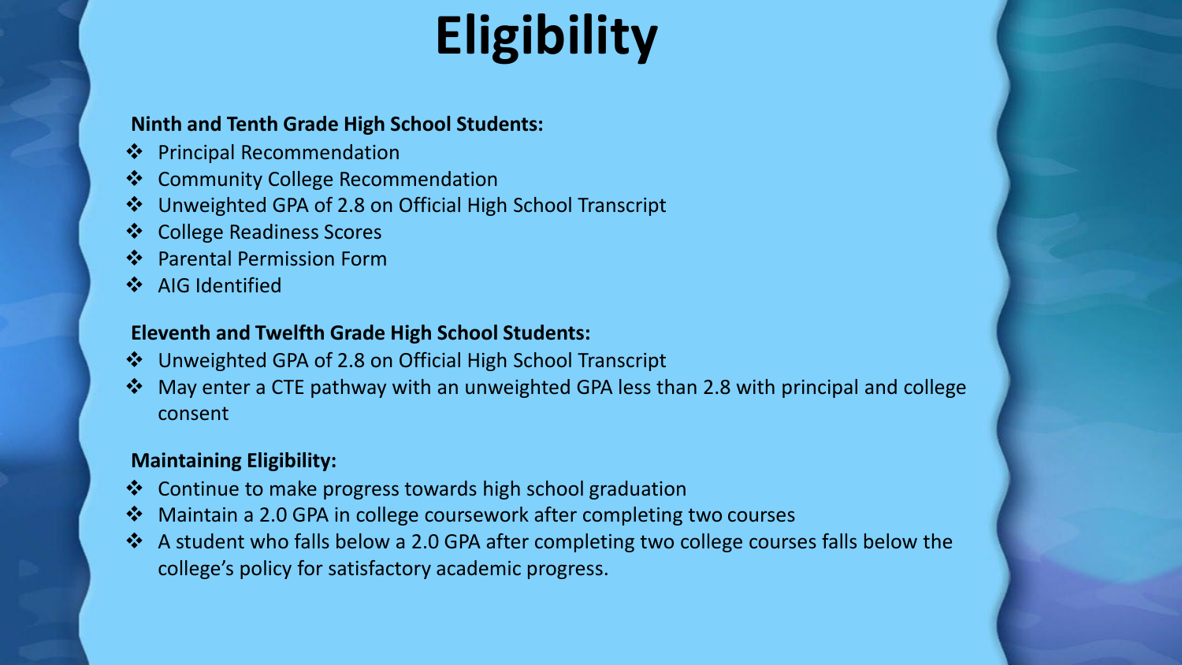# Eligibility

**Ninth and Tenth Grade High School Students:**

- Principal Recommendation
- Community College Recommendation
- Unweighted GPA of 2.8 on Official High School Transcript
- College Readiness Scores
- Parental Permission Form
- AIG Identified

**Eleventh and Twelfth Grade High School Students:**

- Unweighted GPA of 2.8 on Official High School Transcript
- May enter a CTE pathway with an unweighted GPA less than 2.8 with principal and college consent

**Maintaining Eligibility:**

- Continue to make progress towards high school graduation
- Maintain a 2.0 GPA in college coursework after completing two courses
- A student who falls below a 2.0 GPA after completing two college courses falls below the college's policy for satisfactory academic progress.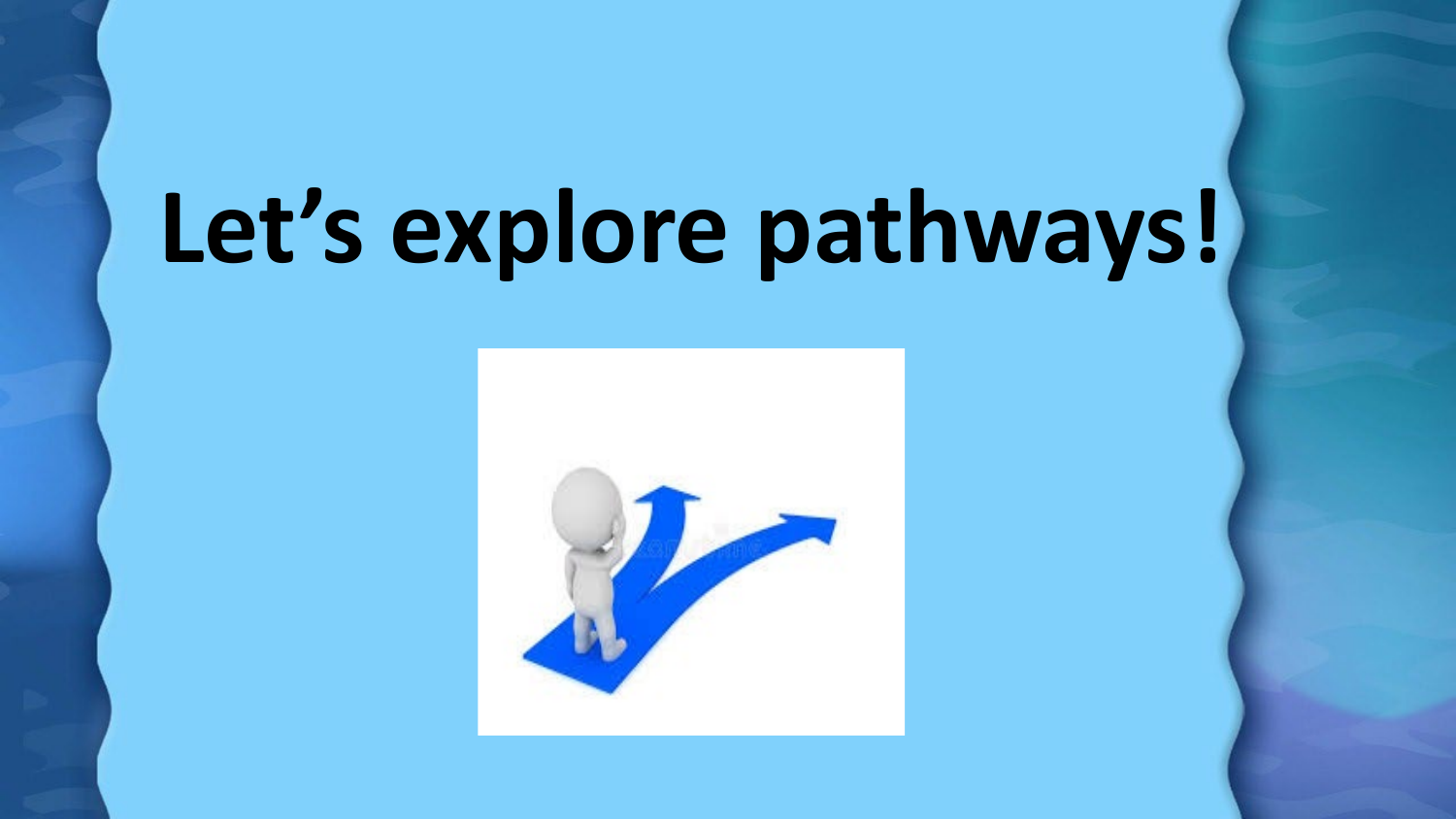# Let’s explore pathways!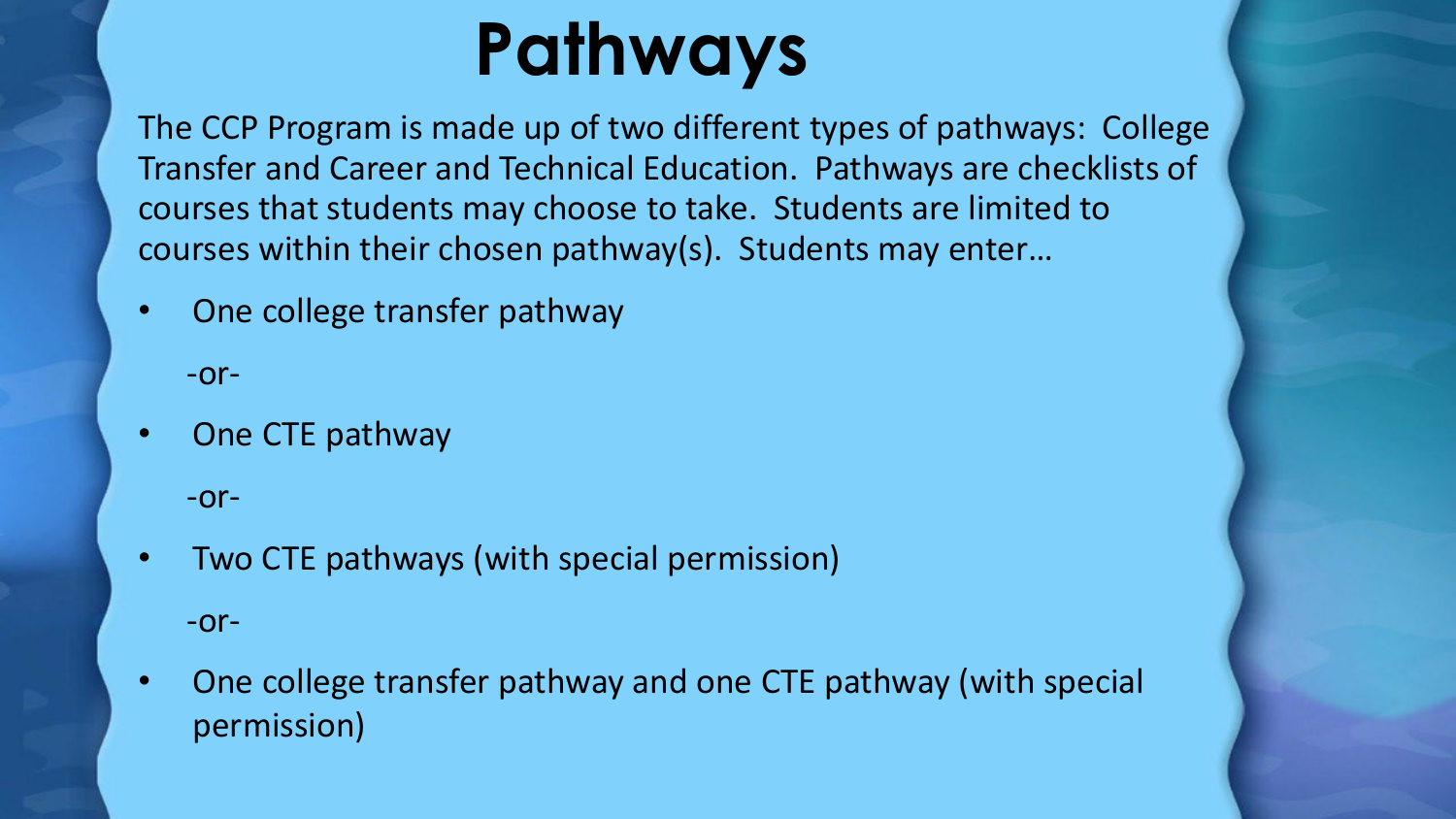# Pathways

The CCP Program is made up of two different types of pathways: College Transfer and Career and Technical Education. Pathways are checklists of courses that students may choose to take. Students are limited to courses within their chosen pathway(s). Students may enter…

- One college transfer pathway

  -or-

- One CTE pathway

  -or-

- Two CTE pathways (with special permission)

  -or-

- One college transfer pathway and one CTE pathway (with special permission)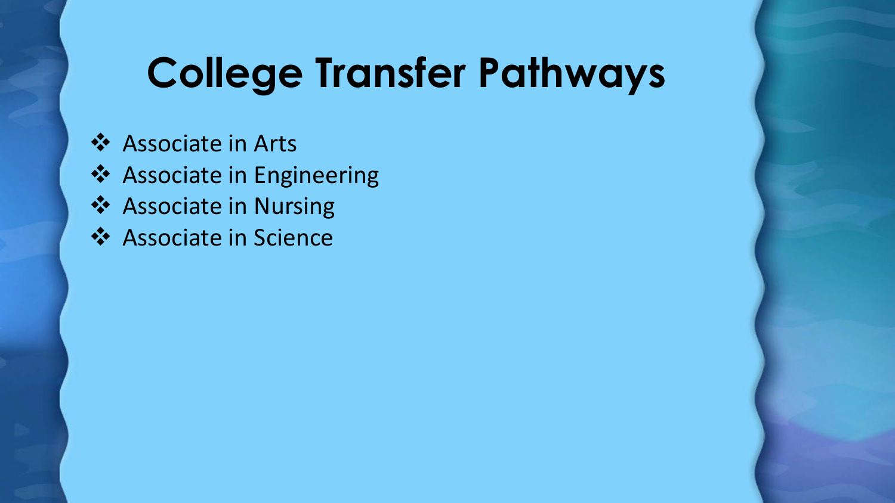# College Transfer Pathways

- Associate in Arts
- Associate in Engineering
- Associate in Nursing
- Associate in Science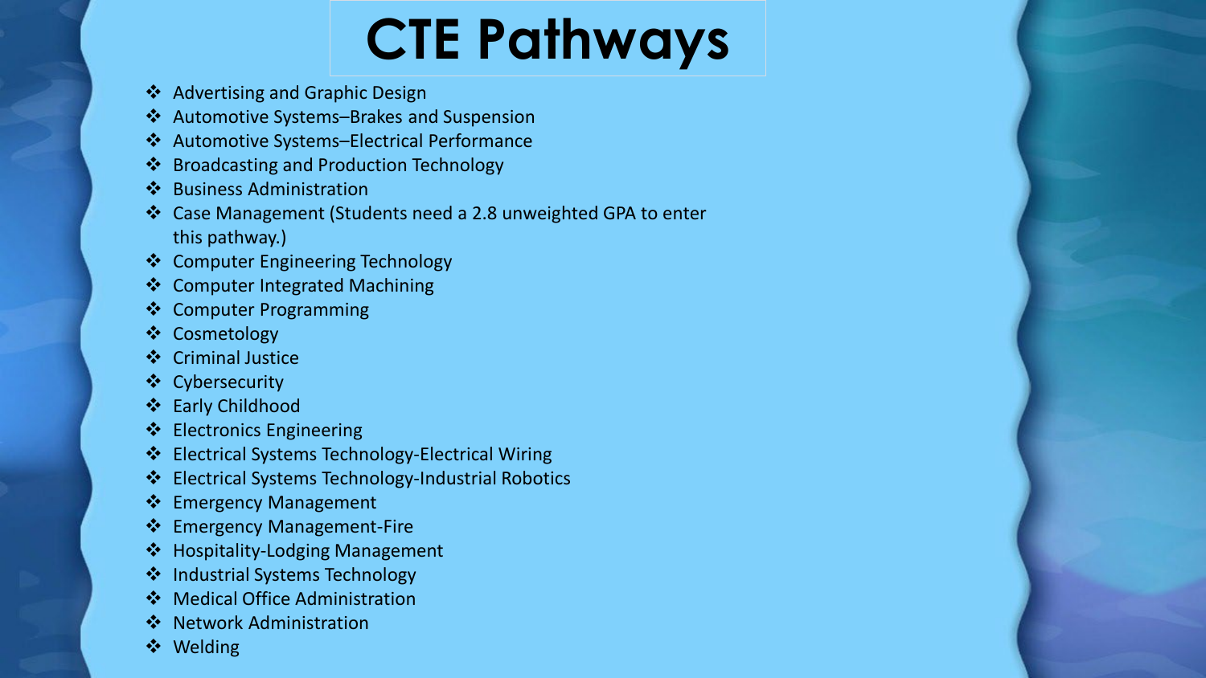# CTE Pathways

- Advertising and Graphic Design
- Automotive Systems–Brakes and Suspension
- Automotive Systems–Electrical Performance
- Broadcasting and Production Technology
- Business Administration
- Case Management (Students need a 2.8 unweighted GPA to enter this pathway.)
- Computer Engineering Technology
- Computer Integrated Machining
- Computer Programming
- Cosmetology
- Criminal Justice
- Cybersecurity
- Early Childhood
- Electronics Engineering
- Electrical Systems Technology-Electrical Wiring
- Electrical Systems Technology-Industrial Robotics
- Emergency Management
- Emergency Management-Fire
- Hospitality-Lodging Management
- Industrial Systems Technology
- Medical Office Administration
- Network Administration
- Welding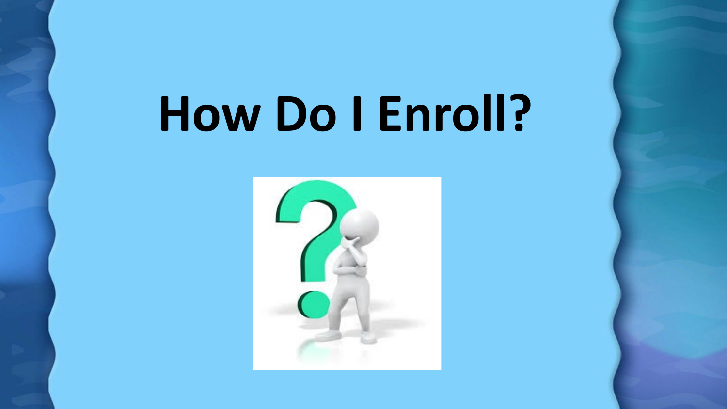# How Do I Enroll?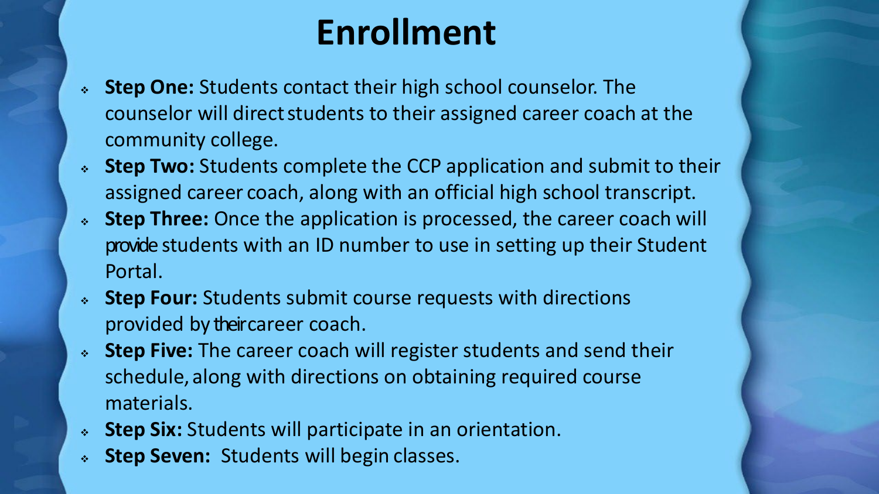# Enrollment

- **Step One:** Students contact their high school counselor. The counselor will direct students to their assigned career coach at the community college.
- **Step Two:** Students complete the CCP application and submit to their assigned career coach, along with an official high school transcript.
- **Step Three:** Once the application is processed, the career coach will provide students with an ID number to use in setting up their Student Portal.
- **Step Four:** Students submit course requests with directions provided by their career coach.
- **Step Five:** The career coach will register students and send their schedule, along with directions on obtaining required course materials.
- **Step Six:** Students will participate in an orientation.
- **Step Seven:** Students will begin classes.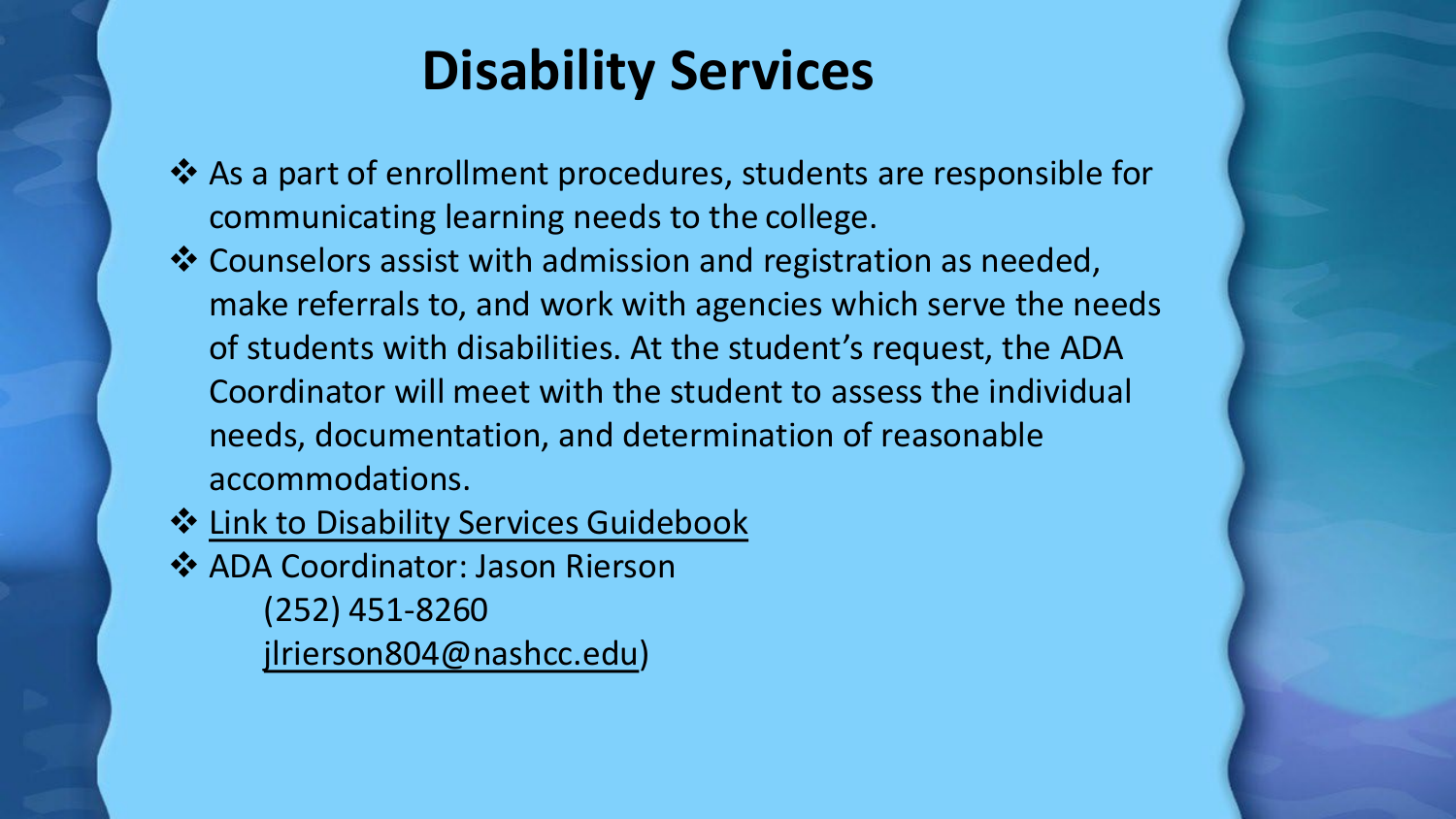# Disability Services

- As a part of enrollment procedures, students are responsible for communicating learning needs to the college.
- Counselors assist with admission and registration as needed, make referrals to, and work with agencies which serve the needs of students with disabilities. At the student's request, the ADA Coordinator will meet with the student to assess the individual needs, documentation, and determination of reasonable accommodations.
- Link to Disability Services Guidebook
- ADA Coordinator: Jason Rierson
  (252) 451-8260
  jlrierson804@nashcc.edu)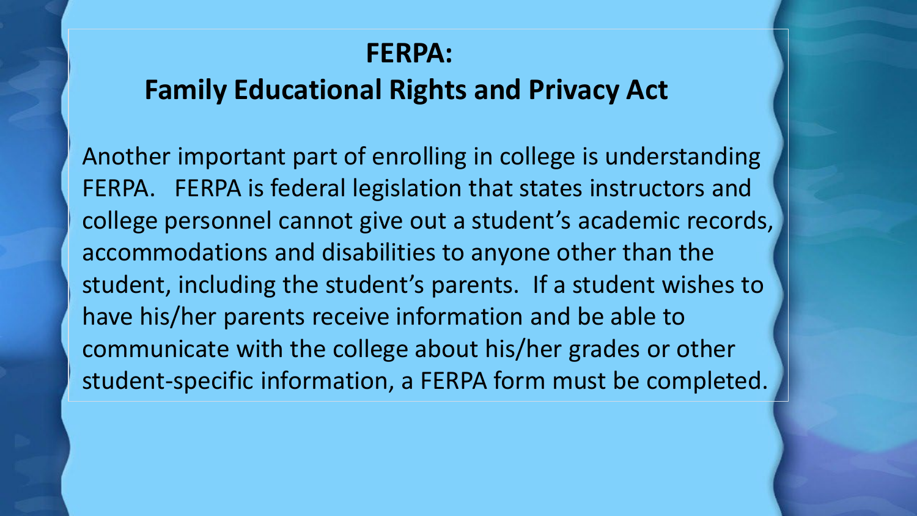# FERPA:
# Family Educational Rights and Privacy Act

Another important part of enrolling in college is understanding FERPA. FERPA is federal legislation that states instructors and college personnel cannot give out a student's academic records, accommodations and disabilities to anyone other than the student, including the student's parents. If a student wishes to have his/her parents receive information and be able to communicate with the college about his/her grades or other student-specific information, a FERPA form must be completed.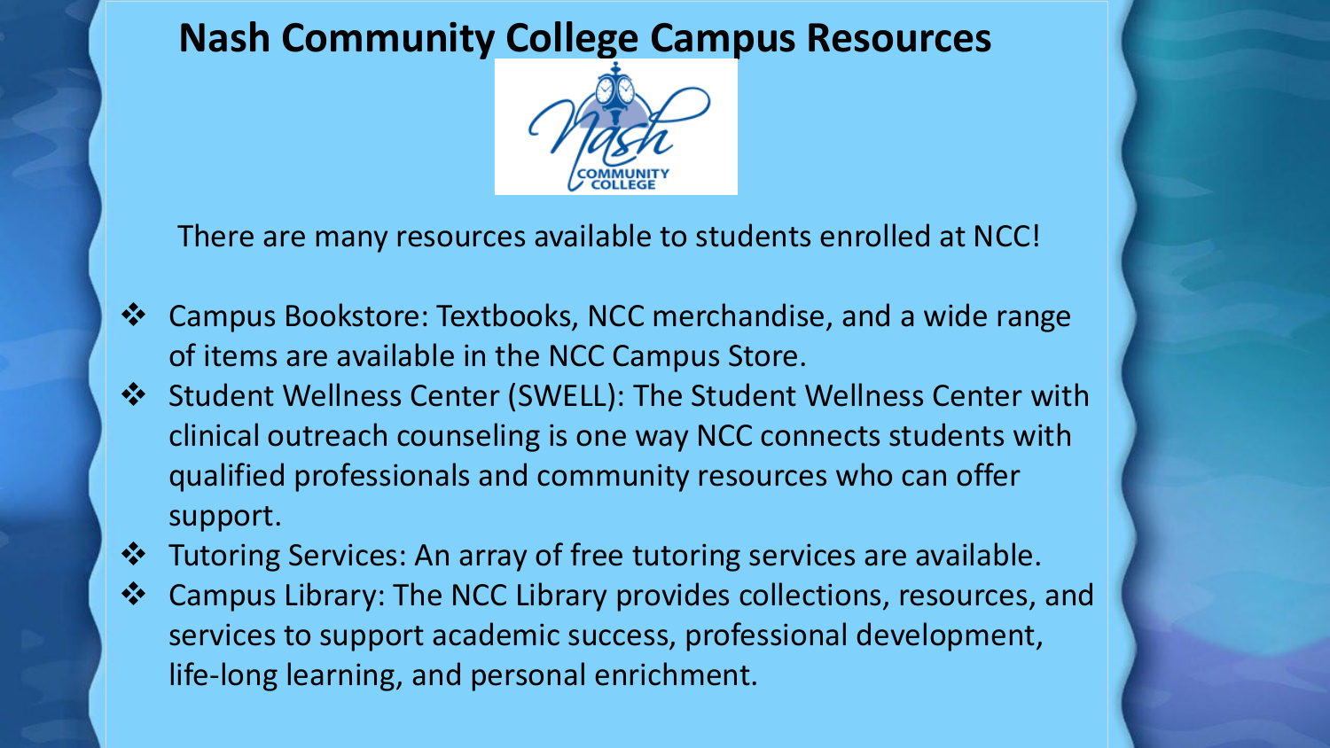# Nash Community College Campus Resources

There are many resources available to students enrolled at NCC!

- Campus Bookstore: Textbooks, NCC merchandise, and a wide range of items are available in the NCC Campus Store.
- Student Wellness Center (SWELL): The Student Wellness Center with clinical outreach counseling is one way NCC connects students with qualified professionals and community resources who can offer support.
- Tutoring Services: An array of free tutoring services are available.
- Campus Library: The NCC Library provides collections, resources, and services to support academic success, professional development, life-long learning, and personal enrichment.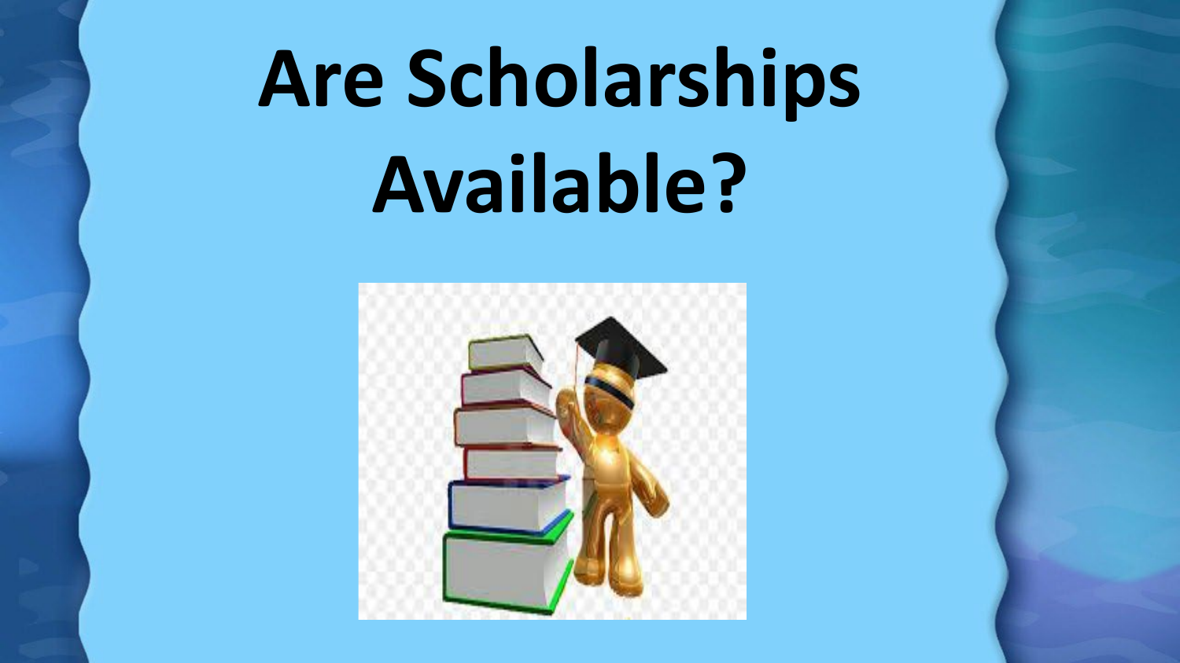# Are Scholarships Available?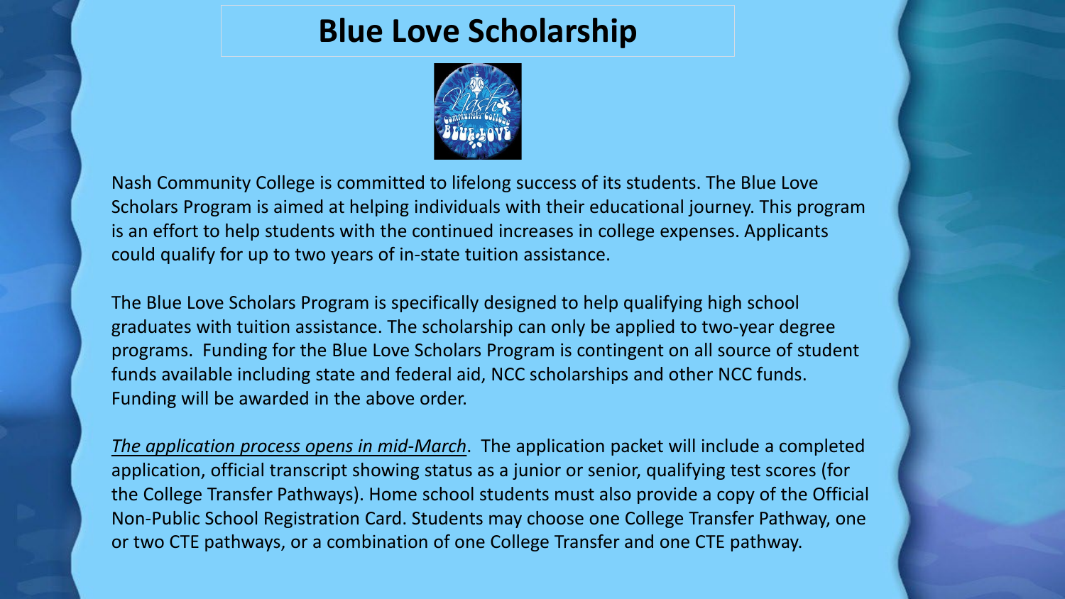# Blue Love Scholarship

Nash Community College is committed to lifelong success of its students. The Blue Love Scholars Program is aimed at helping individuals with their educational journey. This program is an effort to help students with the continued increases in college expenses. Applicants could qualify for up to two years of in-state tuition assistance.

The Blue Love Scholars Program is specifically designed to help qualifying high school graduates with tuition assistance. The scholarship can only be applied to two-year degree programs. Funding for the Blue Love Scholars Program is contingent on all source of student funds available including state and federal aid, NCC scholarships and other NCC funds. Funding will be awarded in the above order.

*The application process opens in mid-March*. The application packet will include a completed application, official transcript showing status as a junior or senior, qualifying test scores (for the College Transfer Pathways). Home school students must also provide a copy of the Official Non-Public School Registration Card. Students may choose one College Transfer Pathway, one or two CTE pathways, or a combination of one College Transfer and one CTE pathway.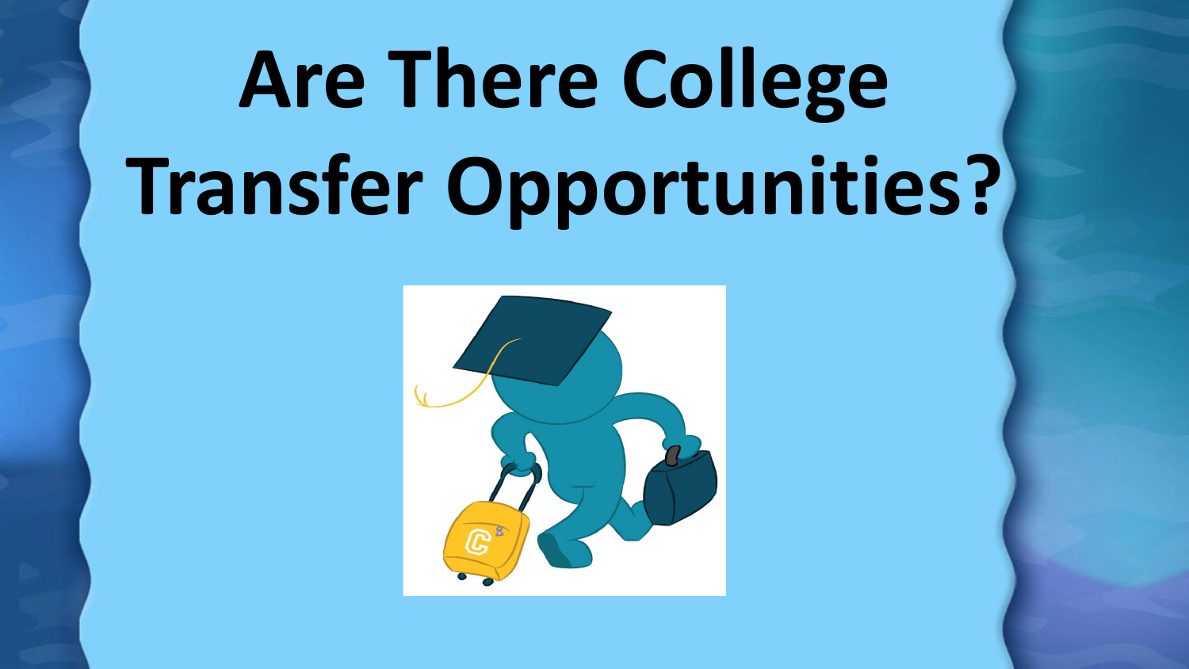# Are There College Transfer Opportunities?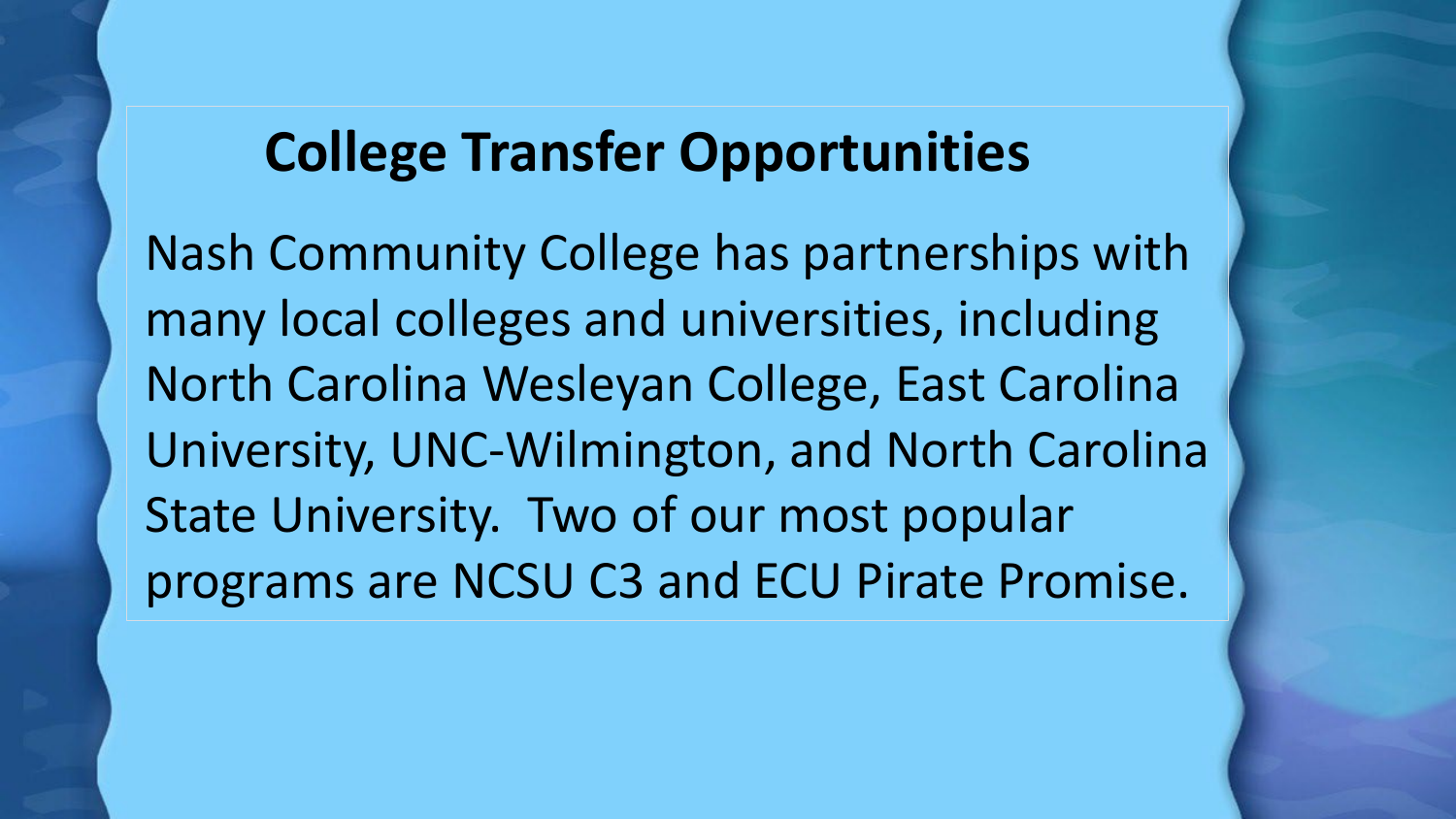# College Transfer Opportunities

Nash Community College has partnerships with many local colleges and universities, including North Carolina Wesleyan College, East Carolina University, UNC-Wilmington, and North Carolina State University. Two of our most popular programs are NCSU C3 and ECU Pirate Promise.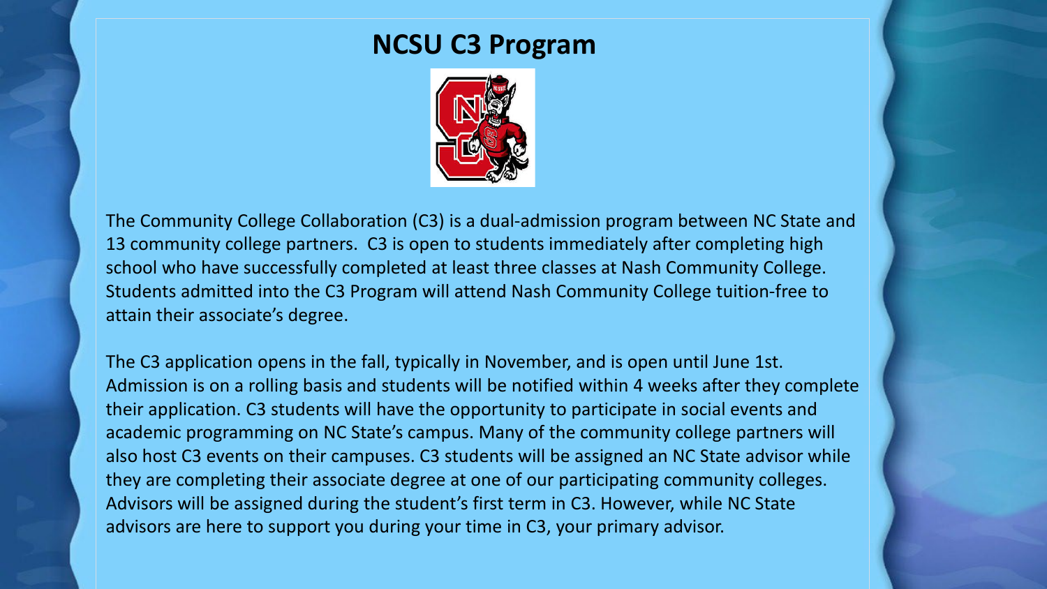# NCSU C3 Program

The Community College Collaboration (C3) is a dual-admission program between NC State and 13 community college partners. C3 is open to students immediately after completing high school who have successfully completed at least three classes at Nash Community College. Students admitted into the C3 Program will attend Nash Community College tuition-free to attain their associate's degree.

The C3 application opens in the fall, typically in November, and is open until June 1st. Admission is on a rolling basis and students will be notified within 4 weeks after they complete their application. C3 students will have the opportunity to participate in social events and academic programming on NC State's campus. Many of the community college partners will also host C3 events on their campuses. C3 students will be assigned an NC State advisor while they are completing their associate degree at one of our participating community colleges. Advisors will be assigned during the student's first term in C3. However, while NC State advisors are here to support you during your time in C3, your primary advisor.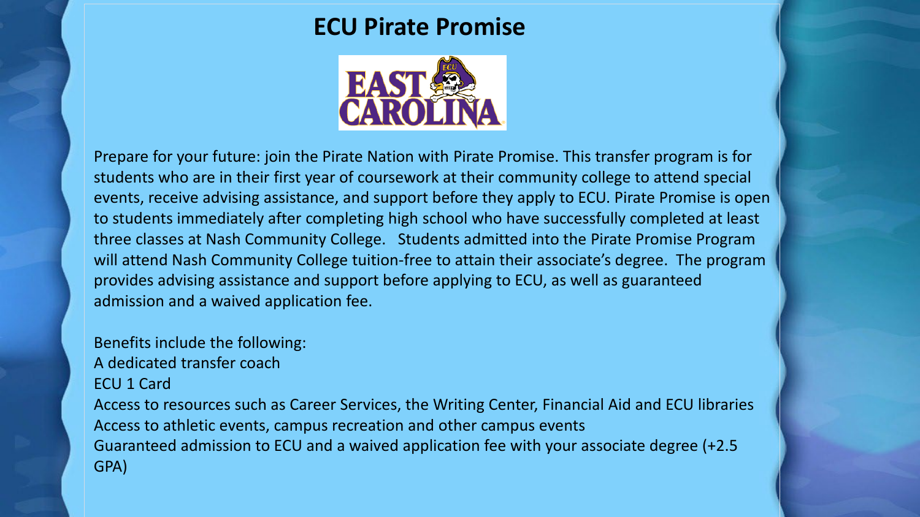# ECU Pirate Promise

Prepare for your future: join the Pirate Nation with Pirate Promise. This transfer program is for students who are in their first year of coursework at their community college to attend special events, receive advising assistance, and support before they apply to ECU. Pirate Promise is open to students immediately after completing high school who have successfully completed at least three classes at Nash Community College. Students admitted into the Pirate Promise Program will attend Nash Community College tuition-free to attain their associate's degree. The program provides advising assistance and support before applying to ECU, as well as guaranteed admission and a waived application fee.

Benefits include the following:

- A dedicated transfer coach
- ECU 1 Card
- Access to resources such as Career Services, the Writing Center, Financial Aid and ECU libraries
- Access to athletic events, campus recreation and other campus events
- Guaranteed admission to ECU and a waived application fee with your associate degree (+2.5 GPA)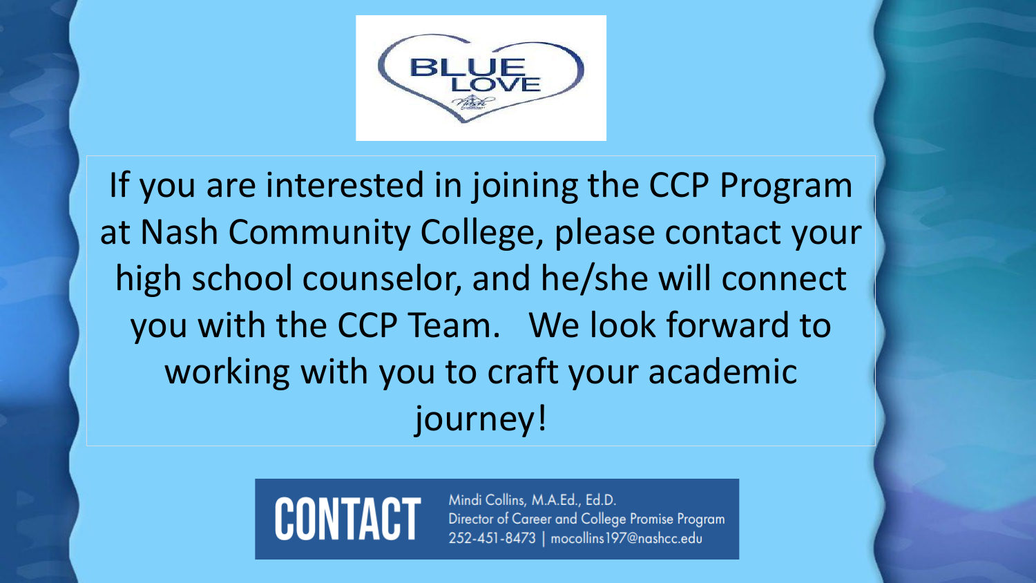BLUE LOVE

If you are interested in joining the CCP Program at Nash Community College, please contact your high school counselor, and he/she will connect you with the CCP Team. We look forward to working with you to craft your academic journey!

**CONTACT**

Mindi Collins, M.A.Ed., Ed.D.
Director of Career and College Promise Program
252-451-8473 | mocollins197@nashcc.edu